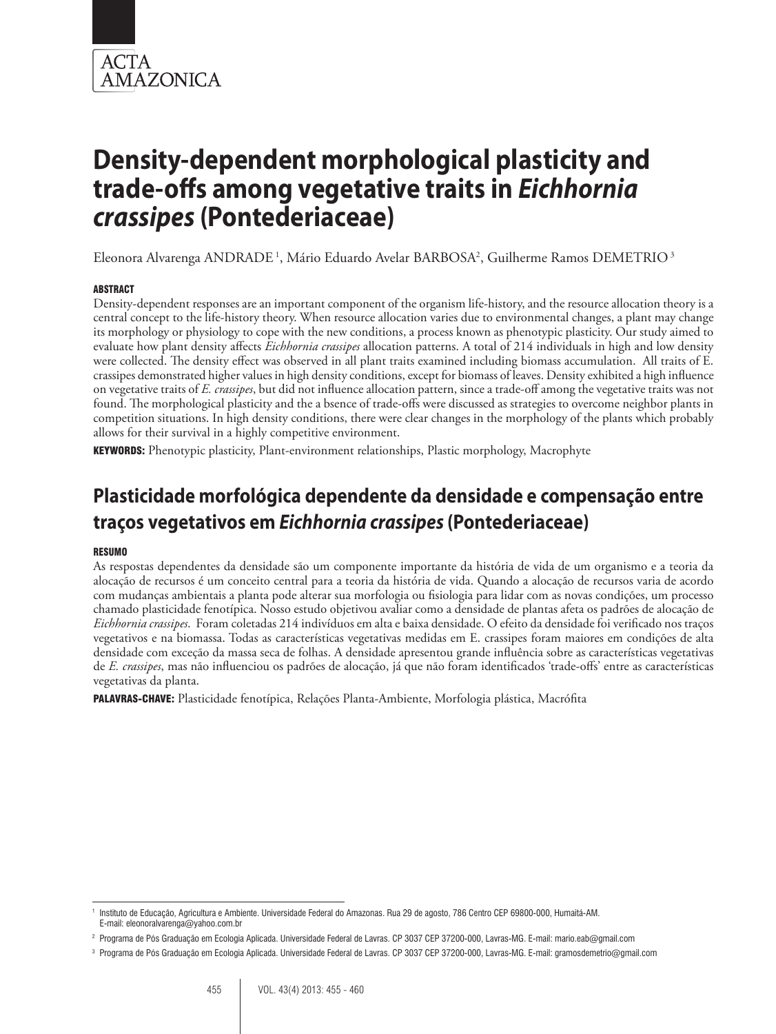# Density-dependent morphological plasticity and trade-offs among vegetative traits in *Eichhornia crassipes* (Pontederiaceae)

Eleonora Alvarenga ANDRADE [1], Mário Eduardo Avelar BARBOSA[2], Guilherme Ramos DEMETRIO [3]

## ABSTRACT

Density-dependent responses are an important component of the organism life-history, and the resource allocation theory is a central concept to the life-history theory. When resource allocation varies due to environmental changes, a plant may change its morphology or physiology to cope with the new conditions, a process known as phenotypic plasticity. Our study aimed to evaluate how plant density affects *Eichhornia crassipes* allocation patterns. A total of 214 individuals in high and low density were collected. The density effect was observed in all plant traits examined including biomass accumulation. All traits of E. crassipes demonstrated higher values in high density conditions, except for biomass of leaves. Density exhibited a high influence on vegetative traits of *E. crassipes*, but did not influence allocation pattern, since a trade-off among the vegetative traits was not found. The morphological plasticity and the a bsence of trade-offs were discussed as strategies to overcome neighbor plants in competition situations. In high density conditions, there were clear changes in the morphology of the plants which probably allows for their survival in a highly competitive environment.

**KEYWORDS:** Phenotypic plasticity, Plant-environment relationships, Plastic morphology, Macrophyte

# Plasticidade morfológica dependente da densidade e compensação entre traços vegetativos em *Eichhornia crassipes* (Pontederiaceae)

## RESUMO

As respostas dependentes da densidade são um componente importante da história de vida de um organismo e a teoria da alocação de recursos é um conceito central para a teoria da história de vida. Quando a alocação de recursos varia de acordo com mudanças ambientais a planta pode alterar sua morfologia ou fisiologia para lidar com as novas condições, um processo chamado plasticidade fenotípica. Nosso estudo objetivou avaliar como a densidade de plantas afeta os padrões de alocação de *Eichhornia crassipes*. Foram coletadas 214 indivíduos em alta e baixa densidade. O efeito da densidade foi verificado nos traços vegetativos e na biomassa. Todas as características vegetativas medidas em E. crassipes foram maiores em condições de alta densidade com exceção da massa seca de folhas. A densidade apresentou grande influência sobre as características vegetativas de *E. crassipes*, mas não influenciou os padrões de alocação, já que não foram identificados 'trade-offs' entre as características vegetativas da planta.

**PALAVRAS-CHAVE:** Plasticidade fenotípica, Relações Planta-Ambiente, Morfologia plástica, Macrófita

---

[1] Instituto de Educação, Agricultura e Ambiente. Universidade Federal do Amazonas. Rua 29 de agosto, 786 Centro CEP 69800-000, Humaitá-AM. E-mail: eleonoralvarenga@yahoo.com.br

[2] Programa de Pós Graduação em Ecologia Aplicada. Universidade Federal de Lavras. CP 3037 CEP 37200-000, Lavras-MG. E-mail: mario.eab@gmail.com

[3] Programa de Pós Graduação em Ecologia Aplicada. Universidade Federal de Lavras. CP 3037 CEP 37200-000, Lavras-MG. E-mail: gramosdemetrio@gmail.com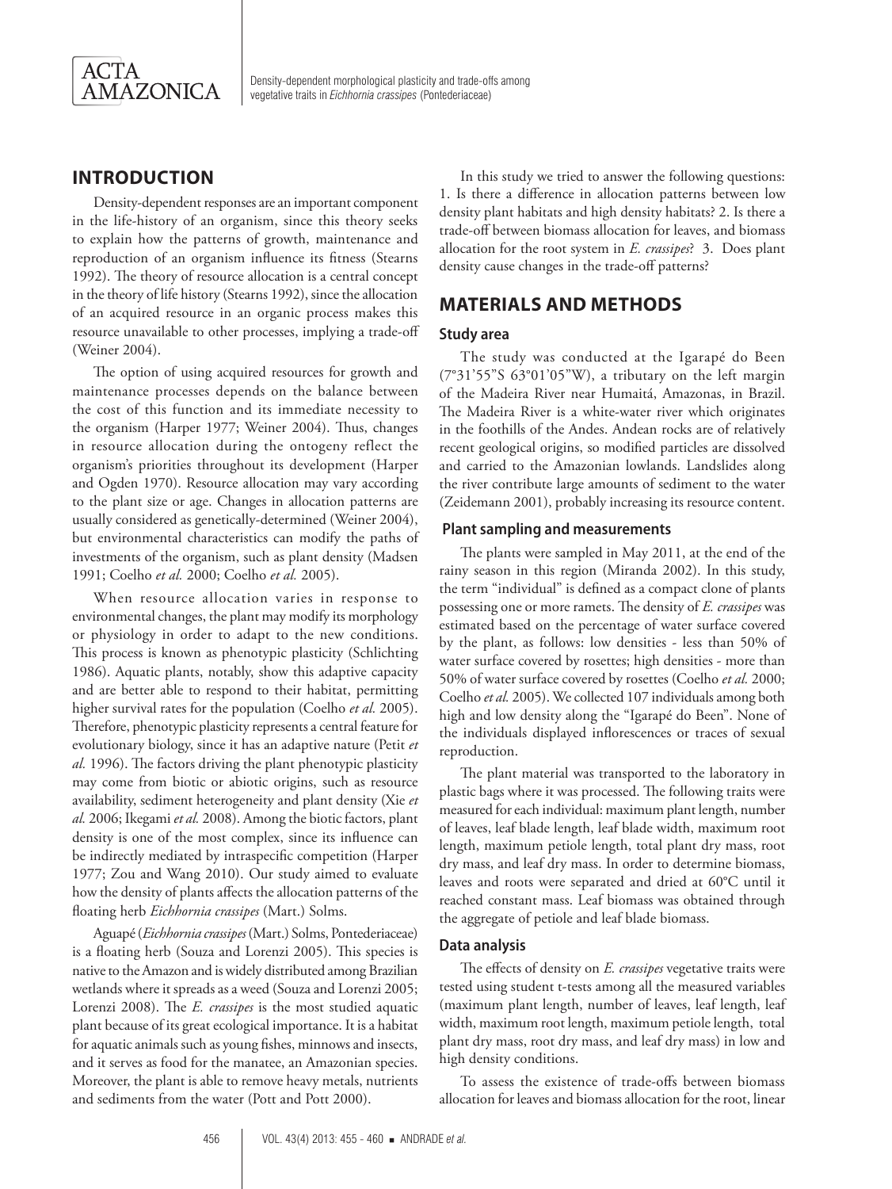## INTRODUCTION

Density-dependent responses are an important component in the life-history of an organism, since this theory seeks to explain how the patterns of growth, maintenance and reproduction of an organism influence its fitness (Stearns 1992). The theory of resource allocation is a central concept in the theory of life history (Stearns 1992), since the allocation of an acquired resource in an organic process makes this resource unavailable to other processes, implying a trade-off (Weiner 2004).

The option of using acquired resources for growth and maintenance processes depends on the balance between the cost of this function and its immediate necessity to the organism (Harper 1977; Weiner 2004). Thus, changes in resource allocation during the ontogeny reflect the organism's priorities throughout its development (Harper and Ogden 1970). Resource allocation may vary according to the plant size or age. Changes in allocation patterns are usually considered as genetically-determined (Weiner 2004), but environmental characteristics can modify the paths of investments of the organism, such as plant density (Madsen 1991; Coelho *et al.* 2000; Coelho *et al.* 2005).

When resource allocation varies in response to environmental changes, the plant may modify its morphology or physiology in order to adapt to the new conditions. This process is known as phenotypic plasticity (Schlichting 1986). Aquatic plants, notably, show this adaptive capacity and are better able to respond to their habitat, permitting higher survival rates for the population (Coelho *et al.* 2005). Therefore, phenotypic plasticity represents a central feature for evolutionary biology, since it has an adaptive nature (Petit *et al.* 1996). The factors driving the plant phenotypic plasticity may come from biotic or abiotic origins, such as resource availability, sediment heterogeneity and plant density (Xie *et al.* 2006; Ikegami *et al.* 2008). Among the biotic factors, plant density is one of the most complex, since its influence can be indirectly mediated by intraspecific competition (Harper 1977; Zou and Wang 2010). Our study aimed to evaluate how the density of plants affects the allocation patterns of the floating herb *Eichhornia crassipes* (Mart.) Solms.

Aguapé (*Eichhornia crassipes* (Mart.) Solms, Pontederiaceae) is a floating herb (Souza and Lorenzi 2005). This species is native to the Amazon and is widely distributed among Brazilian wetlands where it spreads as a weed (Souza and Lorenzi 2005; Lorenzi 2008). The *E. crassipes* is the most studied aquatic plant because of its great ecological importance. It is a habitat for aquatic animals such as young fishes, minnows and insects, and it serves as food for the manatee, an Amazonian species. Moreover, the plant is able to remove heavy metals, nutrients and sediments from the water (Pott and Pott 2000).

In this study we tried to answer the following questions: 1. Is there a difference in allocation patterns between low density plant habitats and high density habitats? 2. Is there a trade-off between biomass allocation for leaves, and biomass allocation for the root system in *E. crassipes*? 3. Does plant density cause changes in the trade-off patterns?

## MATERIALS AND METHODS

### Study area

The study was conducted at the Igarapé do Been (7°31'55"S 63°01'05"W), a tributary on the left margin of the Madeira River near Humaitá, Amazonas, in Brazil. The Madeira River is a white-water river which originates in the foothills of the Andes. Andean rocks are of relatively recent geological origins, so modified particles are dissolved and carried to the Amazonian lowlands. Landslides along the river contribute large amounts of sediment to the water (Zeidemann 2001), probably increasing its resource content.

### Plant sampling and measurements

The plants were sampled in May 2011, at the end of the rainy season in this region (Miranda 2002). In this study, the term "individual" is defined as a compact clone of plants possessing one or more ramets. The density of *E. crassipes* was estimated based on the percentage of water surface covered by the plant, as follows: low densities - less than 50% of water surface covered by rosettes; high densities - more than 50% of water surface covered by rosettes (Coelho *et al.* 2000; Coelho *et al.* 2005). We collected 107 individuals among both high and low density along the "Igarapé do Been". None of the individuals displayed inflorescences or traces of sexual reproduction.

The plant material was transported to the laboratory in plastic bags where it was processed. The following traits were measured for each individual: maximum plant length, number of leaves, leaf blade length, leaf blade width, maximum root length, maximum petiole length, total plant dry mass, root dry mass, and leaf dry mass. In order to determine biomass, leaves and roots were separated and dried at 60°C until it reached constant mass. Leaf biomass was obtained through the aggregate of petiole and leaf blade biomass.

### Data analysis

The effects of density on *E. crassipes* vegetative traits were tested using student t-tests among all the measured variables (maximum plant length, number of leaves, leaf length, leaf width, maximum root length, maximum petiole length, total plant dry mass, root dry mass, and leaf dry mass) in low and high density conditions.

To assess the existence of trade-offs between biomass allocation for leaves and biomass allocation for the root, linear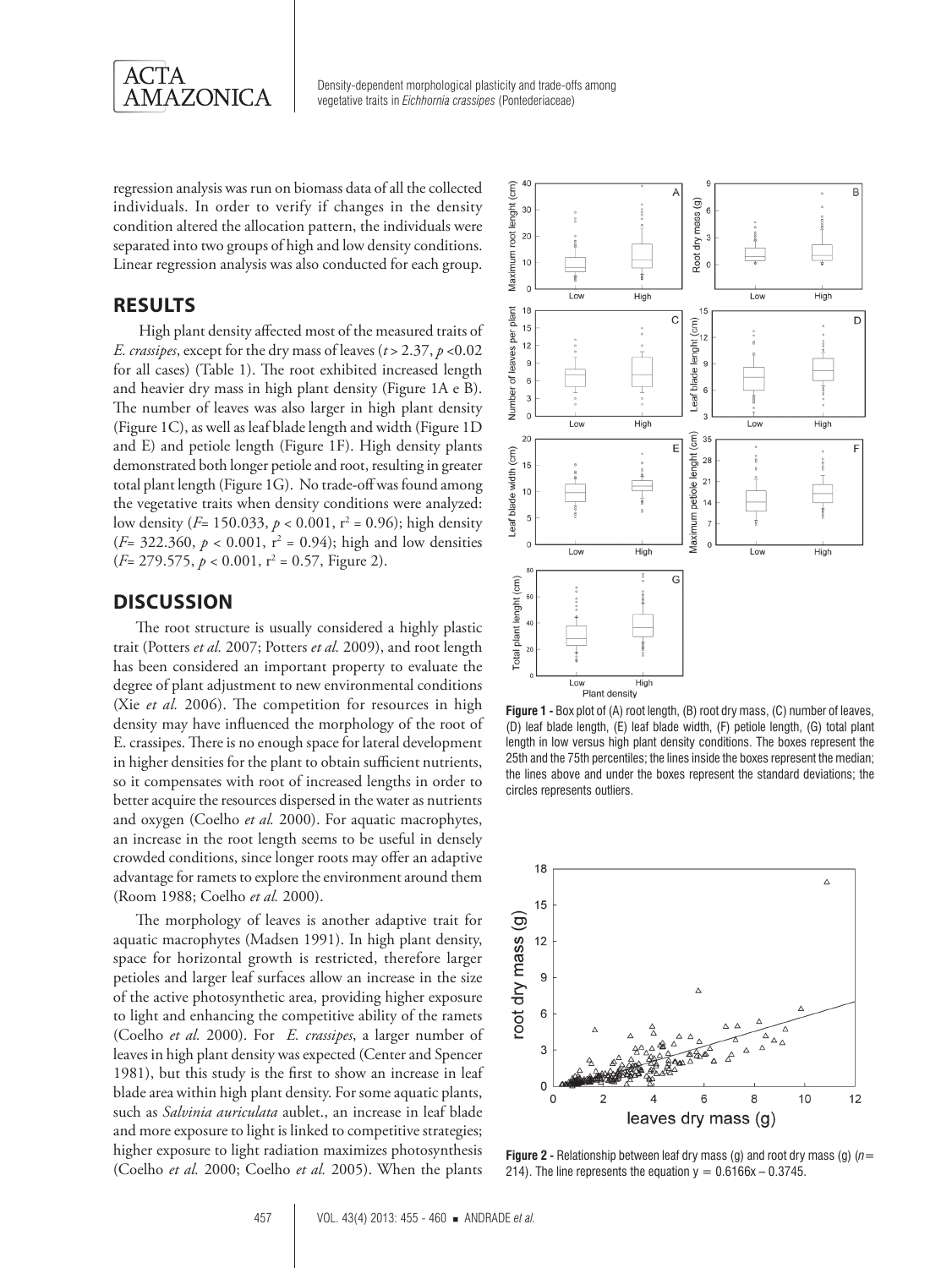regression analysis was run on biomass data of all the collected individuals. In order to verify if changes in the density condition altered the allocation pattern, the individuals were separated into two groups of high and low density conditions. Linear regression analysis was also conducted for each group.

## RESULTS

High plant density affected most of the measured traits of *E. crassipes*, except for the dry mass of leaves ($t > 2.37$, $p < 0.02$ for all cases) (Table 1). The root exhibited increased length and heavier dry mass in high plant density (Figure 1A e B). The number of leaves was also larger in high plant density (Figure 1C), as well as leaf blade length and width (Figure 1D and E) and petiole length (Figure 1F). High density plants demonstrated both longer petiole and root, resulting in greater total plant length (Figure 1G). No trade-off was found among the vegetative traits when density conditions were analyzed: low density ($F = 150.033$, $p < 0.001$, $r^2 = 0.96$); high density ($F = 322.360$, $p < 0.001$, $r^2 = 0.94$); high and low densities ($F = 279.575$, $p < 0.001$, $r^2 = 0.57$, Figure 2).

**Figure 1 -** Box plot of (A) root length, (B) root dry mass, (C) number of leaves, (D) leaf blade length, (E) leaf blade width, (F) petiole length, (G) total plant length in low versus high plant density conditions. The boxes represent the 25th and the 75th percentiles; the lines inside the boxes represent the median; the lines above and under the boxes represent the standard deviations; the circles represents outliers.

**Figure 2 -** Relationship between leaf dry mass (g) and root dry mass (g) ($n = 214$). The line represents the equation $y = 0.6166x - 0.3745$.

## DISCUSSION

The root structure is usually considered a highly plastic trait (Potters *et al.* 2007; Potters *et al.* 2009), and root length has been considered an important property to evaluate the degree of plant adjustment to new environmental conditions (Xie *et al.* 2006). The competition for resources in high density may have influenced the morphology of the root of E. crassipes. There is no enough space for lateral development in higher densities for the plant to obtain sufficient nutrients, so it compensates with root of increased lengths in order to better acquire the resources dispersed in the water as nutrients and oxygen (Coelho *et al.* 2000). For aquatic macrophytes, an increase in the root length seems to be useful in densely crowded conditions, since longer roots may offer an adaptive advantage for ramets to explore the environment around them (Room 1988; Coelho *et al.* 2000).

The morphology of leaves is another adaptive trait for aquatic macrophytes (Madsen 1991). In high plant density, space for horizontal growth is restricted, therefore larger petioles and larger leaf surfaces allow an increase in the size of the active photosynthetic area, providing higher exposure to light and enhancing the competitive ability of the ramets (Coelho *et al.* 2000). For *E. crassipes*, a larger number of leaves in high plant density was expected (Center and Spencer 1981), but this study is the first to show an increase in leaf blade area within high plant density. For some aquatic plants, such as *Salvinia auriculata* aublet., an increase in leaf blade and more exposure to light is linked to competitive strategies; higher exposure to light radiation maximizes photosynthesis (Coelho *et al.* 2000; Coelho *et al.* 2005). When the plants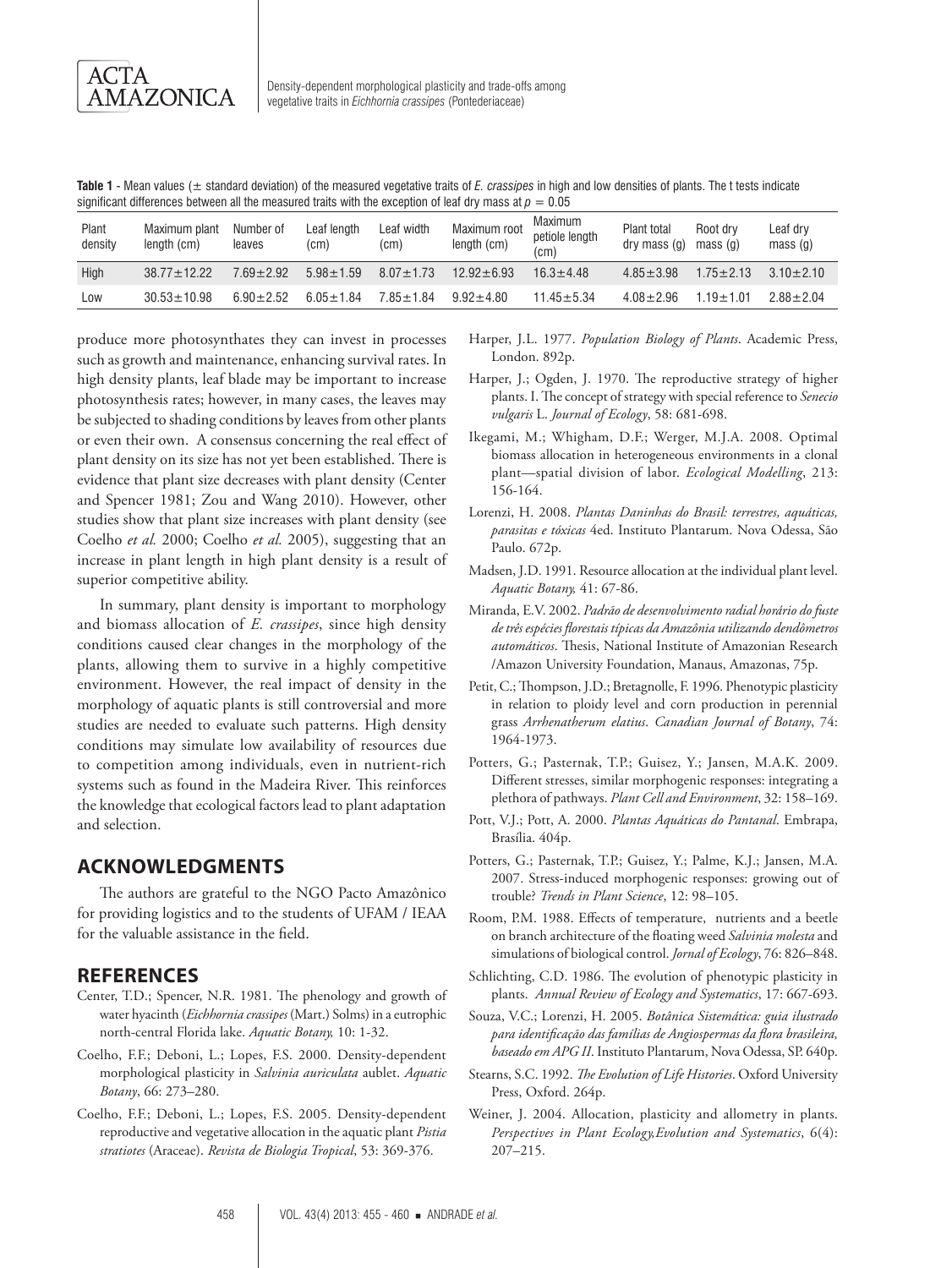**Table 1** - Mean values (± standard deviation) of the measured vegetative traits of *E. crassipes* in high and low densities of plants. The t tests indicate significant differences between all the measured traits with the exception of leaf dry mass at $p = 0.05$

| Plant density | Maximum plant length (cm) | Number of leaves | Leaf length (cm) | Leaf width (cm) | Maximum root length (cm) | Maximum petiole length (cm) | Plant total dry mass (g) | Root dry mass (g) | Leaf dry mass (g) |
|---|---|---|---|---|---|---|---|---|---|
| High | 38.77±12.22 | 7.69±2.92 | 5.98±1.59 | 8.07±1.73 | 12.92±6.93 | 16.3±4.48 | 4.85±3.98 | 1.75±2.13 | 3.10±2.10 |
| Low | 30.53±10.98 | 6.90±2.52 | 6.05±1.84 | 7.85±1.84 | 9.92±4.80 | 11.45±5.34 | 4.08±2.96 | 1.19±1.01 | 2.88±2.04 |

produce more photosynthates they can invest in processes such as growth and maintenance, enhancing survival rates. In high density plants, leaf blade may be important to increase photosynthesis rates; however, in many cases, the leaves may be subjected to shading conditions by leaves from other plants or even their own. A consensus concerning the real effect of plant density on its size has not yet been established. There is evidence that plant size decreases with plant density (Center and Spencer 1981; Zou and Wang 2010). However, other studies show that plant size increases with plant density (see Coelho *et al.* 2000; Coelho *et al.* 2005), suggesting that an increase in plant length in high plant density is a result of superior competitive ability.

In summary, plant density is important to morphology and biomass allocation of *E. crassipes*, since high density conditions caused clear changes in the morphology of the plants, allowing them to survive in a highly competitive environment. However, the real impact of density in the morphology of aquatic plants is still controversial and more studies are needed to evaluate such patterns. High density conditions may simulate low availability of resources due to competition among individuals, even in nutrient-rich systems such as found in the Madeira River. This reinforces the knowledge that ecological factors lead to plant adaptation and selection.

## ACKNOWLEDGMENTS

The authors are grateful to the NGO Pacto Amazônico for providing logistics and to the students of UFAM / IEAA for the valuable assistance in the field.

## REFERENCES

Center, T.D.; Spencer, N.R. 1981. The phenology and growth of water hyacinth (*Eichhornia crassipes* (Mart.) Solms) in a eutrophic north-central Florida lake. *Aquatic Botany,* 10: 1-32.

Coelho, F.F.; Deboni, L.; Lopes, F.S. 2000. Density-dependent morphological plasticity in *Salvinia auriculata* aublet. *Aquatic Botany*, 66: 273–280.

Coelho, F.F.; Deboni, L.; Lopes, F.S. 2005. Density-dependent reproductive and vegetative allocation in the aquatic plant *Pistia stratiotes* (Araceae). *Revista de Biologia Tropical*, 53: 369-376.

Harper, J.L. 1977. *Population Biology of Plants*. Academic Press, London. 892p.

Harper, J.; Ogden, J. 1970. The reproductive strategy of higher plants. I. The concept of strategy with special reference to *Senecio vulgaris* L. *Journal of Ecology*, 58: 681-698.

Ikegami, M.; Whigham, D.F.; Werger, M.J.A. 2008. Optimal biomass allocation in heterogeneous environments in a clonal plant—spatial division of labor. *Ecological Modelling*, 213: 156-164.

Lorenzi, H. 2008. *Plantas Daninhas do Brasil: terrestres, aquáticas, parasitas e tóxicas* 4ed. Instituto Plantarum. Nova Odessa, São Paulo. 672p.

Madsen, J.D. 1991. Resource allocation at the individual plant level. *Aquatic Botany,* 41: 67-86.

Miranda, E.V. 2002. *Padrão de desenvolvimento radial horário do fuste de três espécies florestais típicas da Amazônia utilizando dendômetros automáticos*. Thesis, National Institute of Amazonian Research /Amazon University Foundation, Manaus, Amazonas, 75p.

Petit, C.; Thompson, J.D.; Bretagnolle, F. 1996. Phenotypic plasticity in relation to ploidy level and corn production in perennial grass *Arrhenatherum elatius*. *Canadian Journal of Botany*, 74: 1964-1973.

Potters, G.; Pasternak, T.P.; Guisez, Y.; Jansen, M.A.K. 2009. Different stresses, similar morphogenic responses: integrating a plethora of pathways. *Plant Cell and Environment*, 32: 158–169.

Pott, V.J.; Pott, A. 2000. *Plantas Aquáticas do Pantanal*. Embrapa, Brasília. 404p.

Potters, G.; Pasternak, T.P.; Guisez, Y.; Palme, K.J.; Jansen, M.A. 2007. Stress-induced morphogenic responses: growing out of trouble? *Trends in Plant Science*, 12: 98–105.

Room, P.M. 1988. Effects of temperature, nutrients and a beetle on branch architecture of the floating weed *Salvinia molesta* and simulations of biological control. *Jornal of Ecology*, 76: 826–848.

Schlichting, C.D. 1986. The evolution of phenotypic plasticity in plants. *Annual Review of Ecology and Systematics*, 17: 667-693.

Souza, V.C.; Lorenzi, H. 2005. *Botânica Sistemática: guia ilustrado para identificação das famílias de Angiospermas da flora brasileira, baseado em APG II*. Instituto Plantarum, Nova Odessa, SP. 640p.

Stearns, S.C. 1992. *The Evolution of Life Histories*. Oxford University Press, Oxford. 264p.

Weiner, J. 2004. Allocation, plasticity and allometry in plants. *Perspectives in Plant Ecology,Evolution and Systematics*, 6(4): 207–215.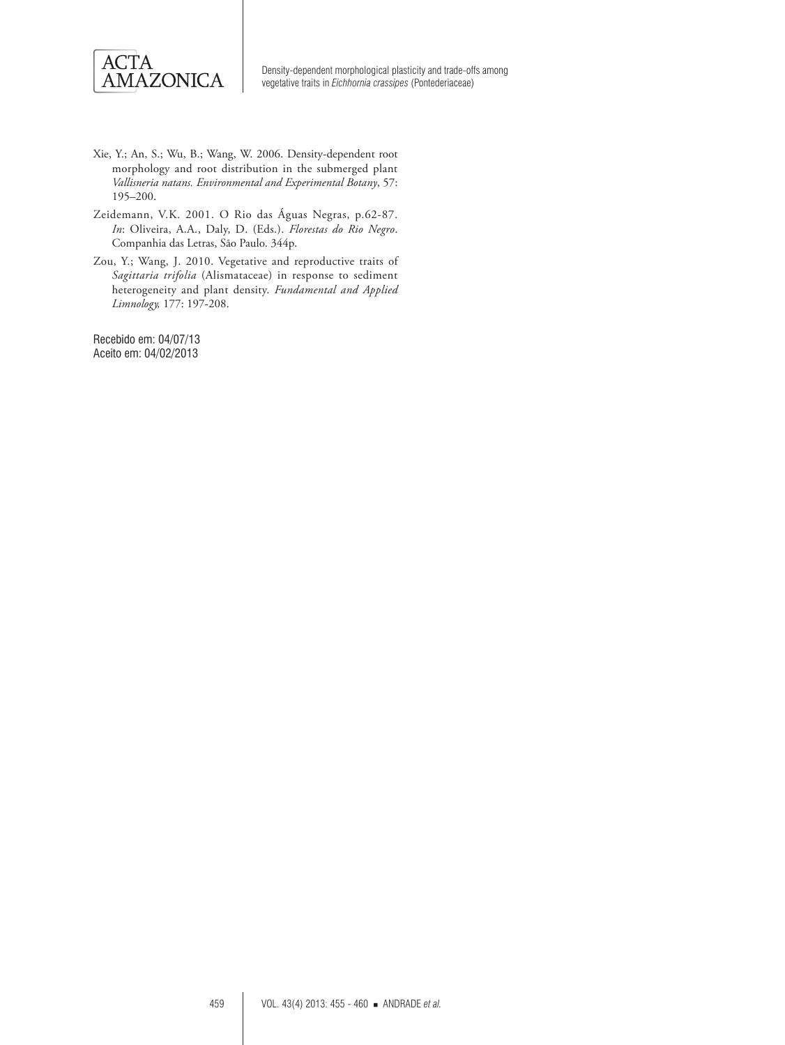Xie, Y.; An, S.; Wu, B.; Wang, W. 2006. Density-dependent root morphology and root distribution in the submerged plant *Vallisneria natans. Environmental and Experimental Botany*, 57: 195–200.

Zeidemann, V.K. 2001. O Rio das Águas Negras, p.62-87. *In*: Oliveira, A.A., Daly, D. (Eds.). *Florestas do Rio Negro*. Companhia das Letras, São Paulo. 344p.

Zou, Y.; Wang, J. 2010. Vegetative and reproductive traits of *Sagittaria trifolia* (Alismataceae) in response to sediment heterogeneity and plant density. *Fundamental and Applied Limnology*, 177: 197-208.

Recebido em: 04/07/13
Aceito em: 04/02/2013